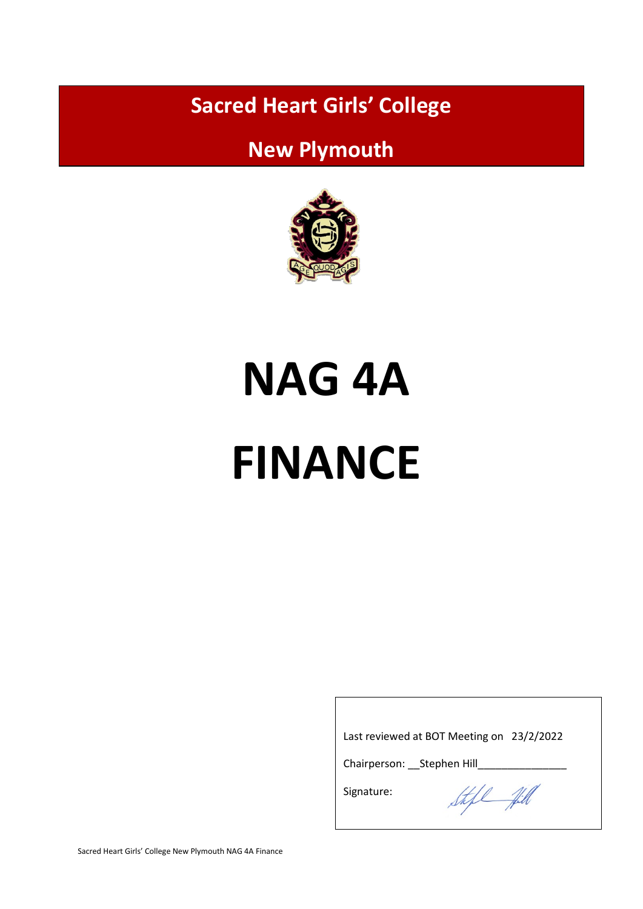# Sacred Heart Girls' College

## New Plymouth

# NAG 4A

# FINANCE

Last reviewed at BOT Meeting on 23/2/2022

Chairperson: \_\_Stephen Hill\_\_\_\_\_\_\_\_\_\_\_\_\_\_\_

Signature: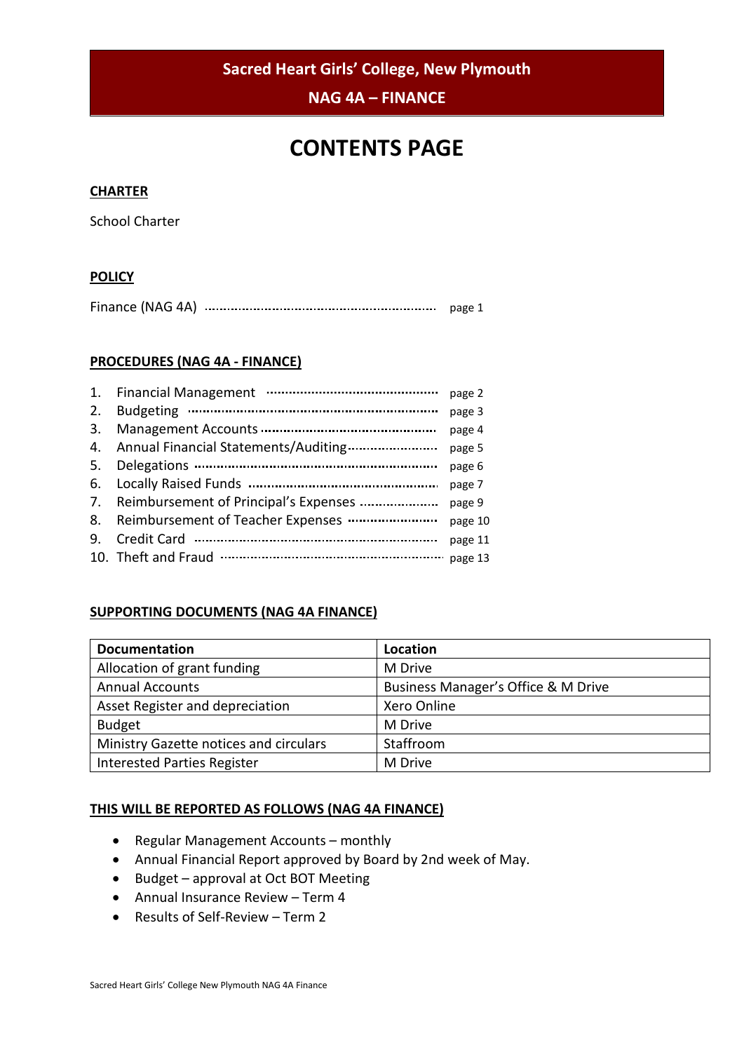**Sacred Heart Girls' College, New Plymouth**

**NAG 4A – FINANCE**

# CONTENTS PAGE

## CHARTER

School Charter

## POLICY

Finance (NAG 4A) ........................................ page 1

## PROCEDURES (NAG 4A - FINANCE)

1. Financial Management ........................................ page 2
2. Budgeting ........................................ page 3
3. Management Accounts ........................................ page 4
4. Annual Financial Statements/Auditing ........................................ page 5
5. Delegations ........................................ page 6
6. Locally Raised Funds ........................................ page 7
7. Reimbursement of Principal's Expenses ........................................ page 9
8. Reimbursement of Teacher Expenses ........................................ page 10
9. Credit Card ........................................ page 11
10. Theft and Fraud ........................................ page 13

## SUPPORTING DOCUMENTS (NAG 4A FINANCE)

| Documentation | Location |
|---|---|
| Allocation of grant funding | M Drive |
| Annual Accounts | Business Manager's Office & M Drive |
| Asset Register and depreciation | Xero Online |
| Budget | M Drive |
| Ministry Gazette notices and circulars | Staffroom |
| Interested Parties Register | M Drive |

## THIS WILL BE REPORTED AS FOLLOWS (NAG 4A FINANCE)

- Regular Management Accounts – monthly
- Annual Financial Report approved by Board by 2nd week of May.
- Budget – approval at Oct BOT Meeting
- Annual Insurance Review – Term 4
- Results of Self-Review – Term 2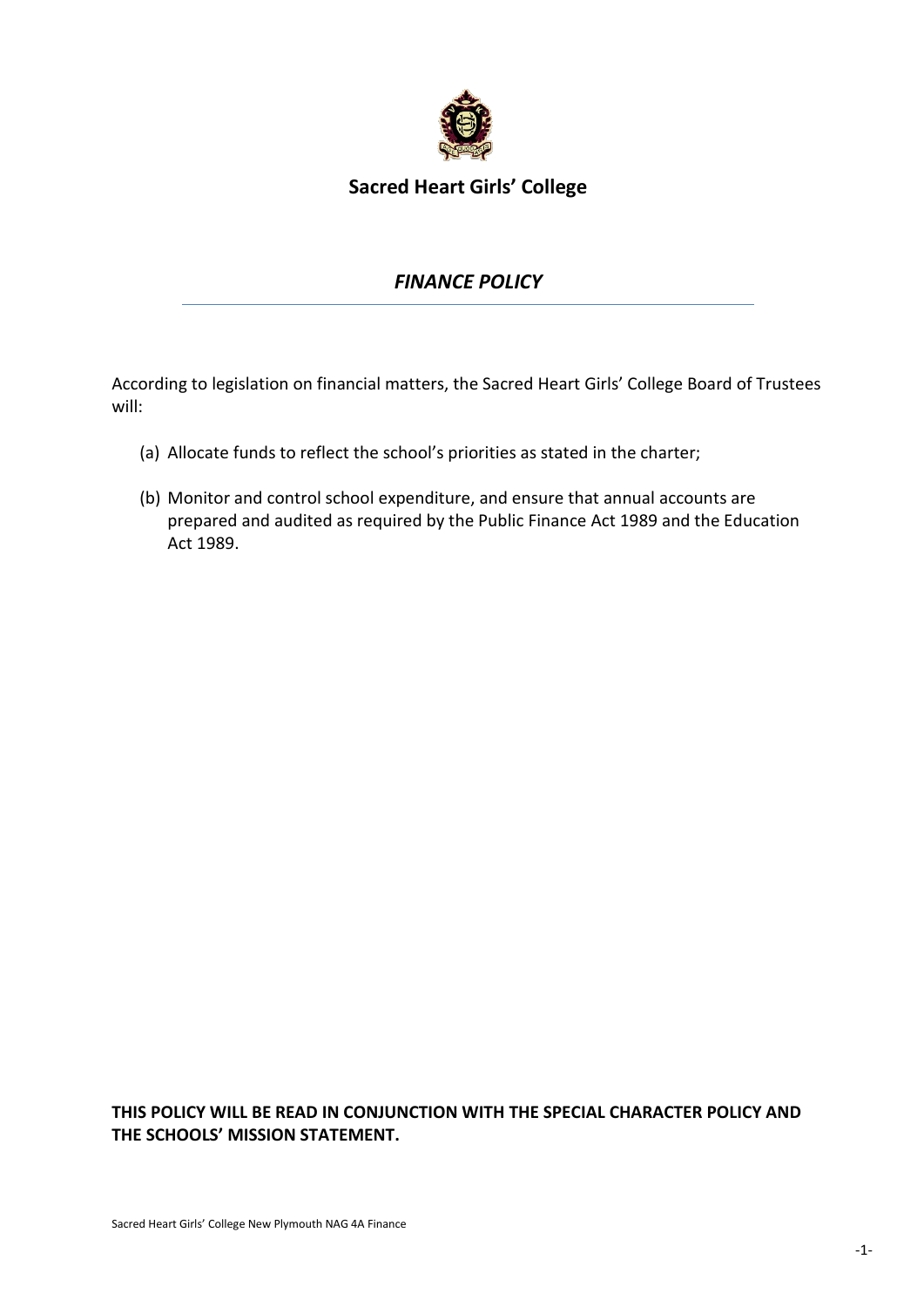## Sacred Heart Girls' College

### *FINANCE POLICY*

According to legislation on financial matters, the Sacred Heart Girls' College Board of Trustees will:

(a) Allocate funds to reflect the school's priorities as stated in the charter;

(b) Monitor and control school expenditure, and ensure that annual accounts are prepared and audited as required by the Public Finance Act 1989 and the Education Act 1989.

**THIS POLICY WILL BE READ IN CONJUNCTION WITH THE SPECIAL CHARACTER POLICY AND THE SCHOOLS' MISSION STATEMENT.**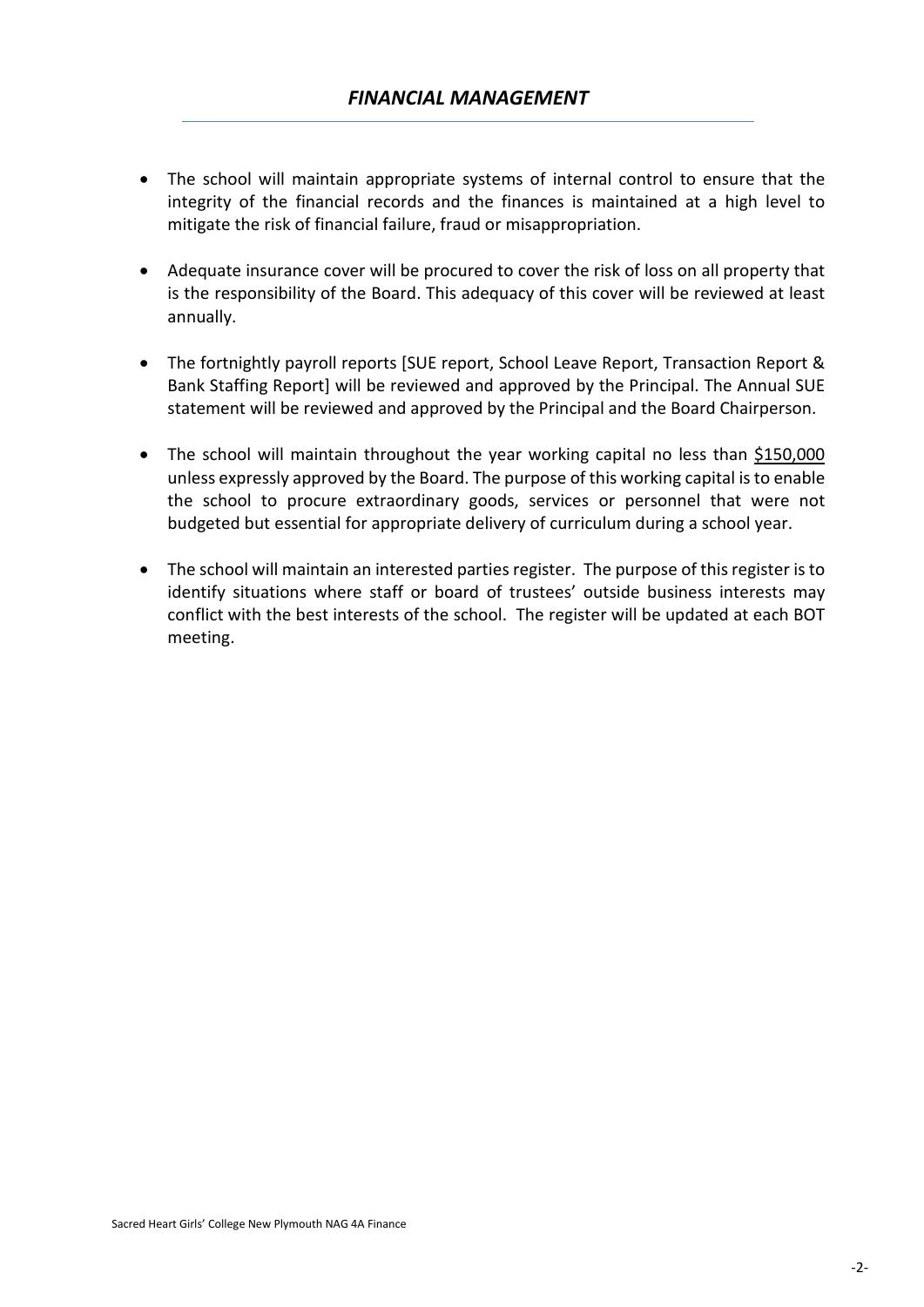## *FINANCIAL MANAGEMENT*

- The school will maintain appropriate systems of internal control to ensure that the integrity of the financial records and the finances is maintained at a high level to mitigate the risk of financial failure, fraud or misappropriation.

- Adequate insurance cover will be procured to cover the risk of loss on all property that is the responsibility of the Board. This adequacy of this cover will be reviewed at least annually.

- The fortnightly payroll reports [SUE report, School Leave Report, Transaction Report & Bank Staffing Report] will be reviewed and approved by the Principal. The Annual SUE statement will be reviewed and approved by the Principal and the Board Chairperson.

- The school will maintain throughout the year working capital no less than <u>$150,000</u> unless expressly approved by the Board. The purpose of this working capital is to enable the school to procure extraordinary goods, services or personnel that were not budgeted but essential for appropriate delivery of curriculum during a school year.

- The school will maintain an interested parties register. The purpose of this register is to identify situations where staff or board of trustees' outside business interests may conflict with the best interests of the school. The register will be updated at each BOT meeting.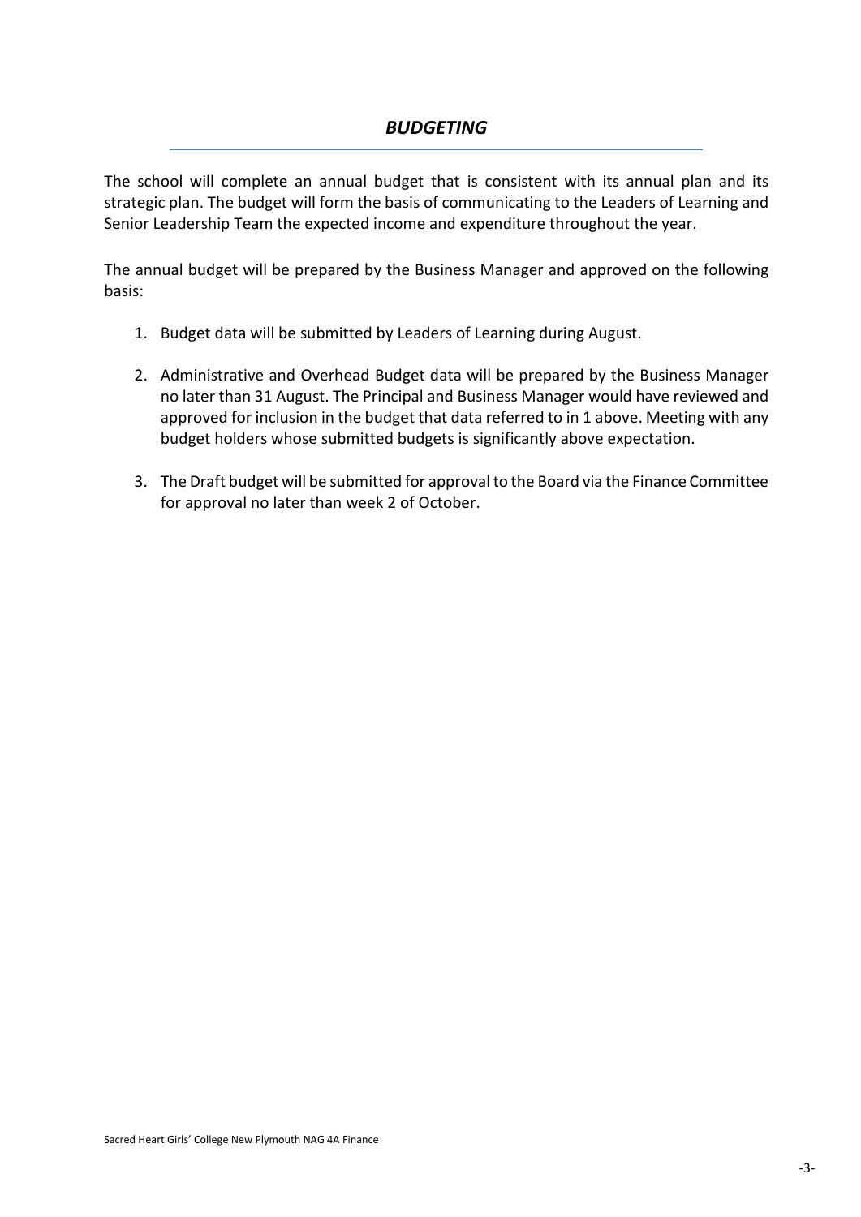## *BUDGETING*

The school will complete an annual budget that is consistent with its annual plan and its strategic plan. The budget will form the basis of communicating to the Leaders of Learning and Senior Leadership Team the expected income and expenditure throughout the year.

The annual budget will be prepared by the Business Manager and approved on the following basis:

1. Budget data will be submitted by Leaders of Learning during August.

2. Administrative and Overhead Budget data will be prepared by the Business Manager no later than 31 August. The Principal and Business Manager would have reviewed and approved for inclusion in the budget that data referred to in 1 above. Meeting with any budget holders whose submitted budgets is significantly above expectation.

3. The Draft budget will be submitted for approval to the Board via the Finance Committee for approval no later than week 2 of October.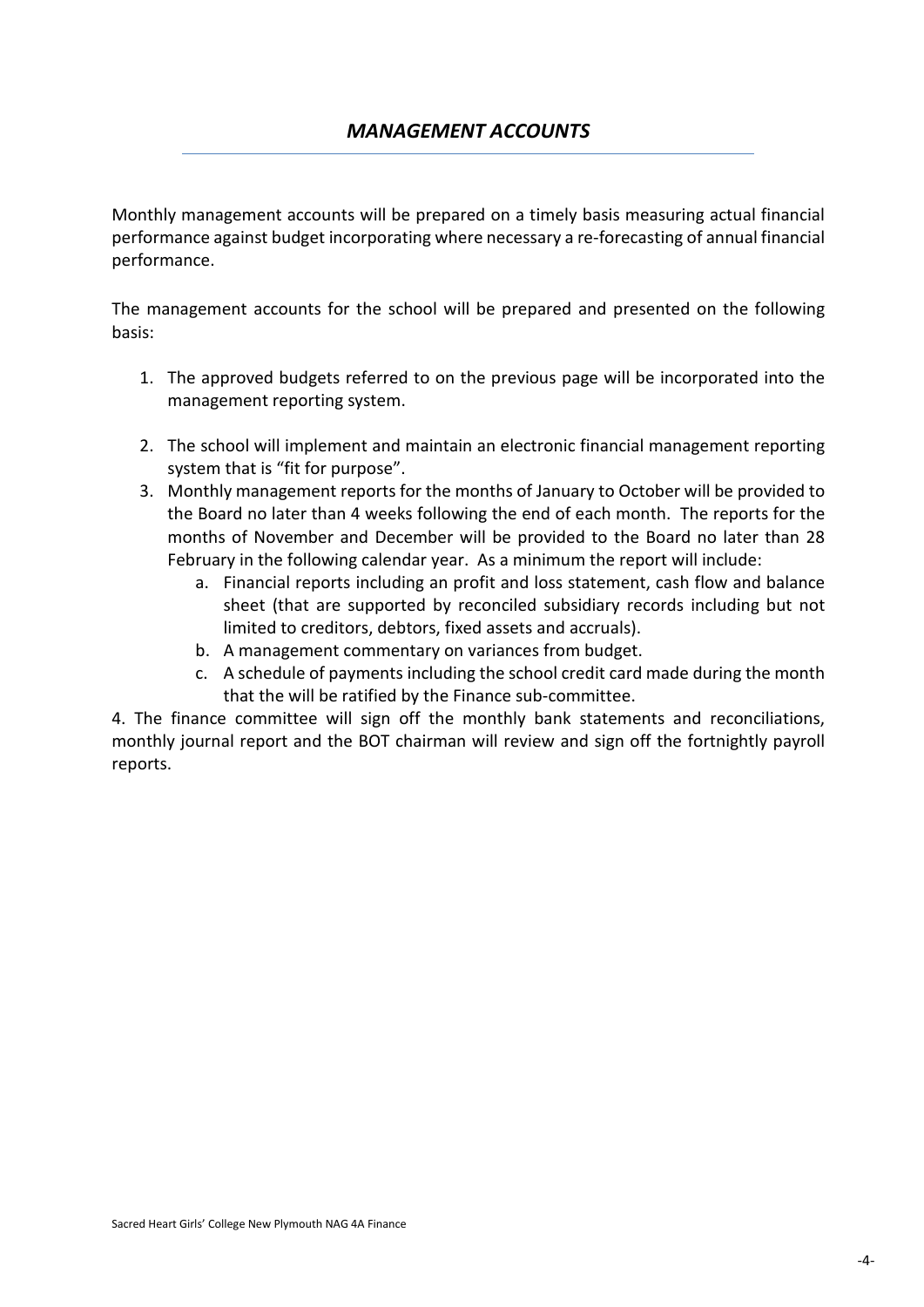## *MANAGEMENT ACCOUNTS*

Monthly management accounts will be prepared on a timely basis measuring actual financial performance against budget incorporating where necessary a re-forecasting of annual financial performance.

The management accounts for the school will be prepared and presented on the following basis:

1. The approved budgets referred to on the previous page will be incorporated into the management reporting system.

2. The school will implement and maintain an electronic financial management reporting system that is "fit for purpose".
3. Monthly management reports for the months of January to October will be provided to the Board no later than 4 weeks following the end of each month. The reports for the months of November and December will be provided to the Board no later than 28 February in the following calendar year. As a minimum the report will include:
    a. Financial reports including an profit and loss statement, cash flow and balance sheet (that are supported by reconciled subsidiary records including but not limited to creditors, debtors, fixed assets and accruals).
    b. A management commentary on variances from budget.
    c. A schedule of payments including the school credit card made during the month that the will be ratified by the Finance sub-committee.

4. The finance committee will sign off the monthly bank statements and reconciliations, monthly journal report and the BOT chairman will review and sign off the fortnightly payroll reports.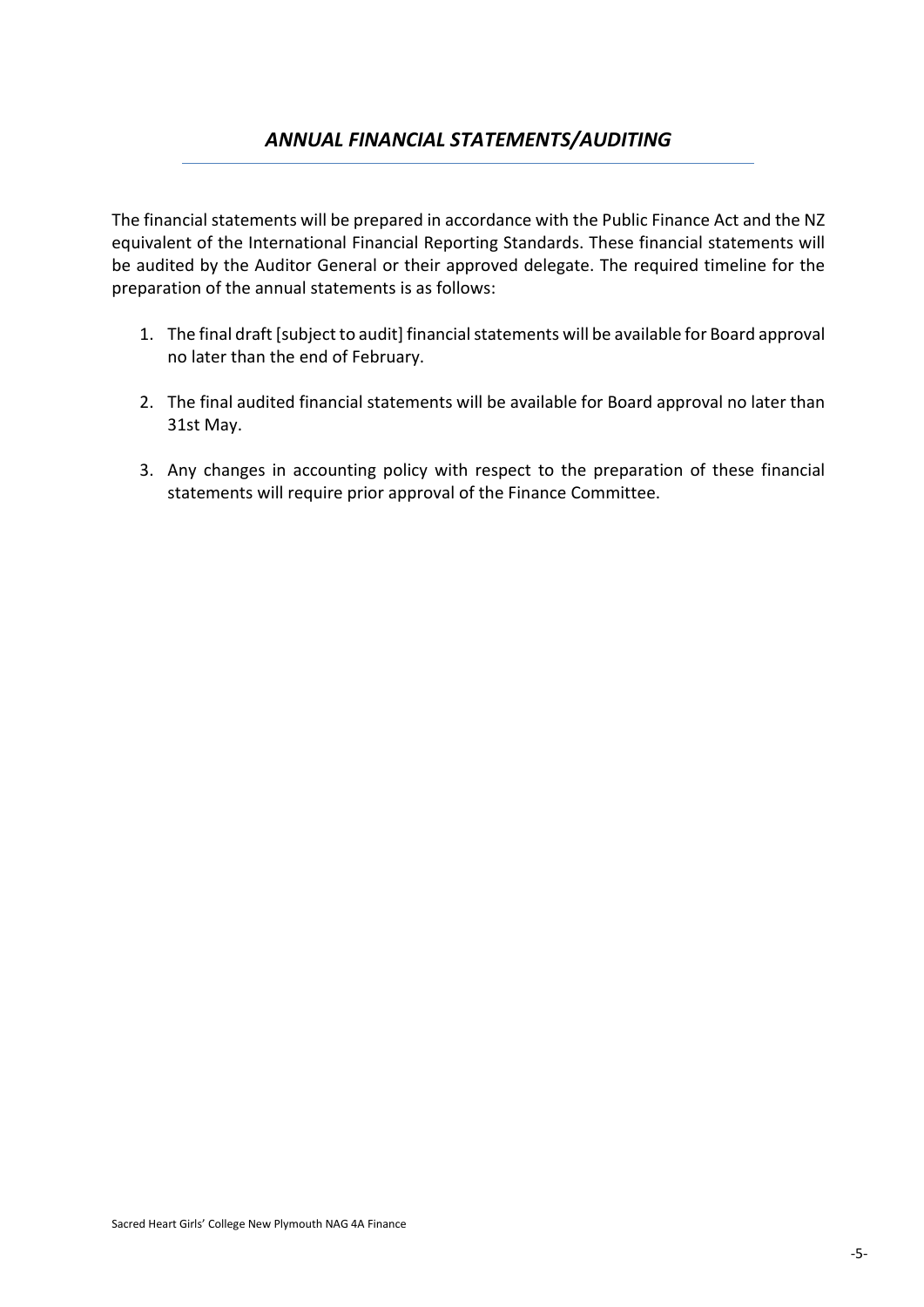## *ANNUAL FINANCIAL STATEMENTS/AUDITING*

The financial statements will be prepared in accordance with the Public Finance Act and the NZ equivalent of the International Financial Reporting Standards. These financial statements will be audited by the Auditor General or their approved delegate. The required timeline for the preparation of the annual statements is as follows:

1. The final draft [subject to audit] financial statements will be available for Board approval no later than the end of February.
2. The final audited financial statements will be available for Board approval no later than 31st May.
3. Any changes in accounting policy with respect to the preparation of these financial statements will require prior approval of the Finance Committee.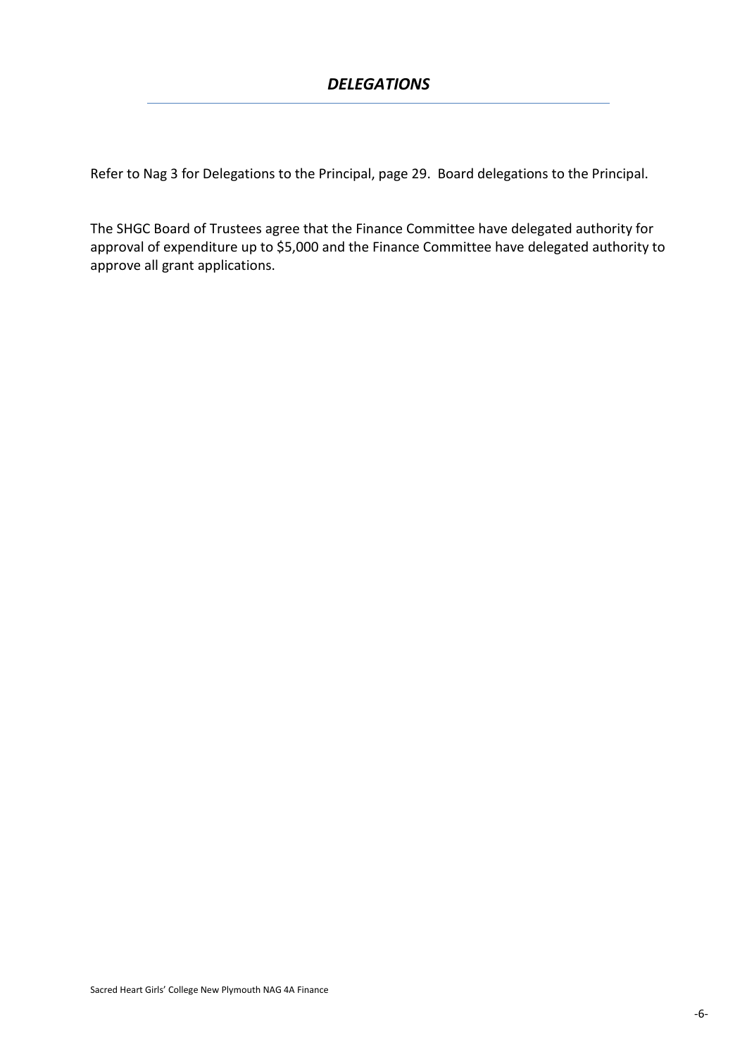## *DELEGATIONS*

Refer to Nag 3 for Delegations to the Principal, page 29. Board delegations to the Principal.

The SHGC Board of Trustees agree that the Finance Committee have delegated authority for approval of expenditure up to $5,000 and the Finance Committee have delegated authority to approve all grant applications.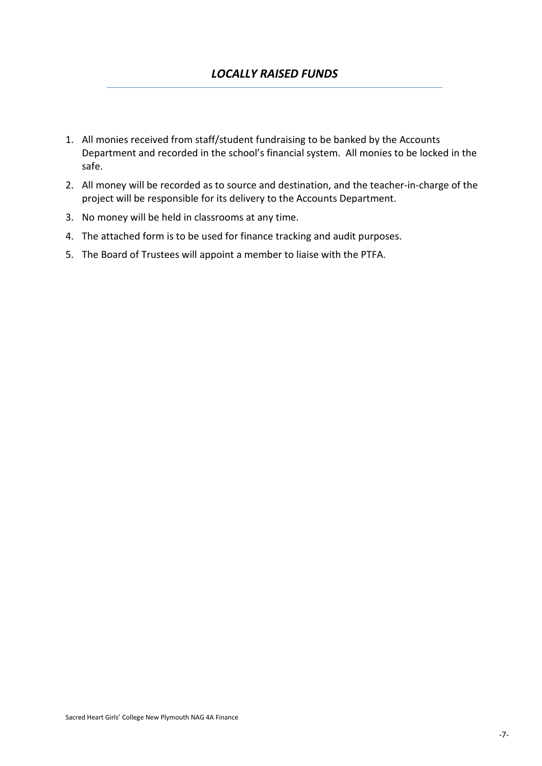## *LOCALLY RAISED FUNDS*

1. All monies received from staff/student fundraising to be banked by the Accounts Department and recorded in the school's financial system. All monies to be locked in the safe.
2. All money will be recorded as to source and destination, and the teacher-in-charge of the project will be responsible for its delivery to the Accounts Department.
3. No money will be held in classrooms at any time.
4. The attached form is to be used for finance tracking and audit purposes.
5. The Board of Trustees will appoint a member to liaise with the PTFA.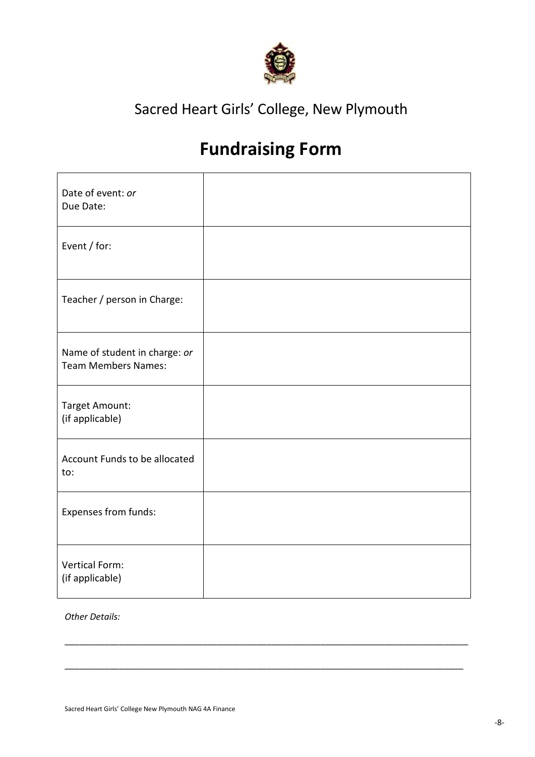Sacred Heart Girls' College, New Plymouth

# Fundraising Form

| | |
|---|---|
| Date of event: *or* Due Date: | |
| Event / for: | |
| Teacher / person in Charge: | |
| Name of student in charge: *or* Team Members Names: | |
| Target Amount: (if applicable) | |
| Account Funds to be allocated to: | |
| Expenses from funds: | |
| Vertical Form: (if applicable) | |

*Other Details:*

___________________________________________________________________________

___________________________________________________________________________

Sacred Heart Girls' College New Plymouth NAG 4A Finance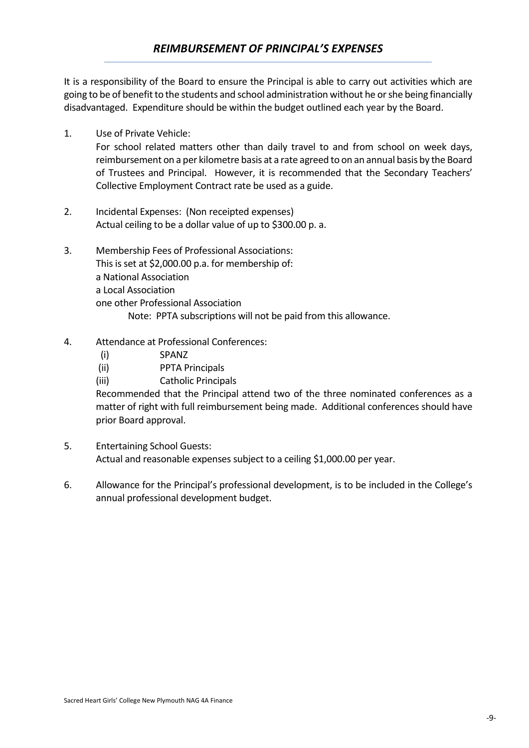## *REIMBURSEMENT OF PRINCIPAL'S EXPENSES*

It is a responsibility of the Board to ensure the Principal is able to carry out activities which are going to be of benefit to the students and school administration without he or she being financially disadvantaged. Expenditure should be within the budget outlined each year by the Board.

1. Use of Private Vehicle:
   For school related matters other than daily travel to and from school on week days, reimbursement on a per kilometre basis at a rate agreed to on an annual basis by the Board of Trustees and Principal. However, it is recommended that the Secondary Teachers' Collective Employment Contract rate be used as a guide.

2. Incidental Expenses: (Non receipted expenses)
   Actual ceiling to be a dollar value of up to $300.00 p. a.

3. Membership Fees of Professional Associations:
   This is set at $2,000.00 p.a. for membership of:
   a National Association
   a Local Association
   one other Professional Association
   Note: PPTA subscriptions will not be paid from this allowance.

4. Attendance at Professional Conferences:
   (i) SPANZ
   (ii) PPTA Principals
   (iii) Catholic Principals
   Recommended that the Principal attend two of the three nominated conferences as a matter of right with full reimbursement being made. Additional conferences should have prior Board approval.

5. Entertaining School Guests:
   Actual and reasonable expenses subject to a ceiling $1,000.00 per year.

6. Allowance for the Principal's professional development, is to be included in the College's annual professional development budget.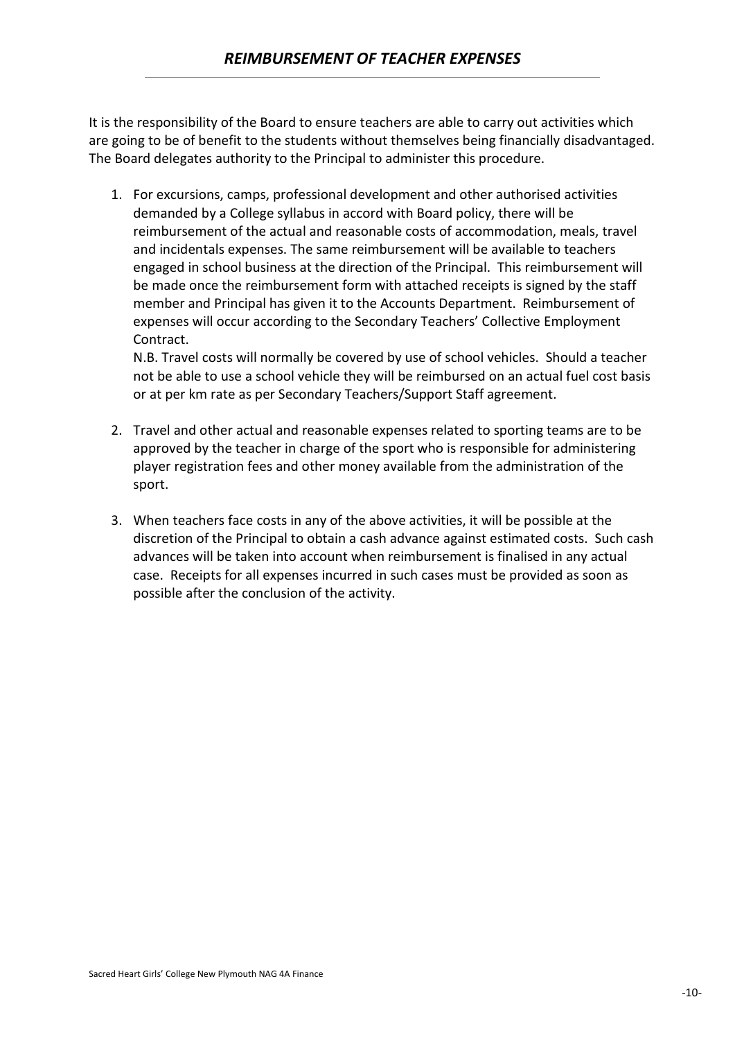# *REIMBURSEMENT OF TEACHER EXPENSES*

It is the responsibility of the Board to ensure teachers are able to carry out activities which are going to be of benefit to the students without themselves being financially disadvantaged. The Board delegates authority to the Principal to administer this procedure.

1. For excursions, camps, professional development and other authorised activities demanded by a College syllabus in accord with Board policy, there will be reimbursement of the actual and reasonable costs of accommodation, meals, travel and incidentals expenses. The same reimbursement will be available to teachers engaged in school business at the direction of the Principal. This reimbursement will be made once the reimbursement form with attached receipts is signed by the staff member and Principal has given it to the Accounts Department. Reimbursement of expenses will occur according to the Secondary Teachers' Collective Employment Contract.

   N.B. Travel costs will normally be covered by use of school vehicles. Should a teacher not be able to use a school vehicle they will be reimbursed on an actual fuel cost basis or at per km rate as per Secondary Teachers/Support Staff agreement.

2. Travel and other actual and reasonable expenses related to sporting teams are to be approved by the teacher in charge of the sport who is responsible for administering player registration fees and other money available from the administration of the sport.

3. When teachers face costs in any of the above activities, it will be possible at the discretion of the Principal to obtain a cash advance against estimated costs. Such cash advances will be taken into account when reimbursement is finalised in any actual case. Receipts for all expenses incurred in such cases must be provided as soon as possible after the conclusion of the activity.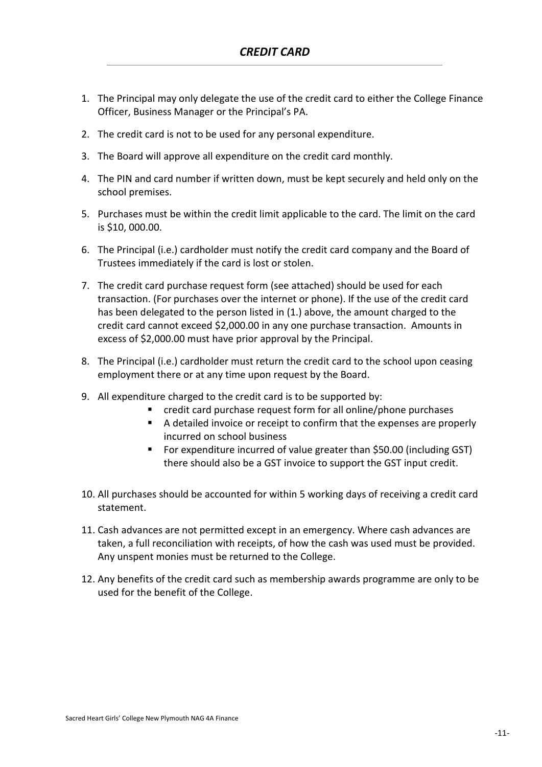## *CREDIT CARD*

1. The Principal may only delegate the use of the credit card to either the College Finance Officer, Business Manager or the Principal's PA.
2. The credit card is not to be used for any personal expenditure.
3. The Board will approve all expenditure on the credit card monthly.
4. The PIN and card number if written down, must be kept securely and held only on the school premises.
5. Purchases must be within the credit limit applicable to the card. The limit on the card is $10, 000.00.
6. The Principal (i.e.) cardholder must notify the credit card company and the Board of Trustees immediately if the card is lost or stolen.
7. The credit card purchase request form (see attached) should be used for each transaction. (For purchases over the internet or phone). If the use of the credit card has been delegated to the person listed in (1.) above, the amount charged to the credit card cannot exceed $2,000.00 in any one purchase transaction. Amounts in excess of $2,000.00 must have prior approval by the Principal.
8. The Principal (i.e.) cardholder must return the credit card to the school upon ceasing employment there or at any time upon request by the Board.
9. All expenditure charged to the credit card is to be supported by:
   - credit card purchase request form for all online/phone purchases
   - A detailed invoice or receipt to confirm that the expenses are properly incurred on school business
   - For expenditure incurred of value greater than $50.00 (including GST) there should also be a GST invoice to support the GST input credit.
10. All purchases should be accounted for within 5 working days of receiving a credit card statement.
11. Cash advances are not permitted except in an emergency. Where cash advances are taken, a full reconciliation with receipts, of how the cash was used must be provided. Any unspent monies must be returned to the College.
12. Any benefits of the credit card such as membership awards programme are only to be used for the benefit of the College.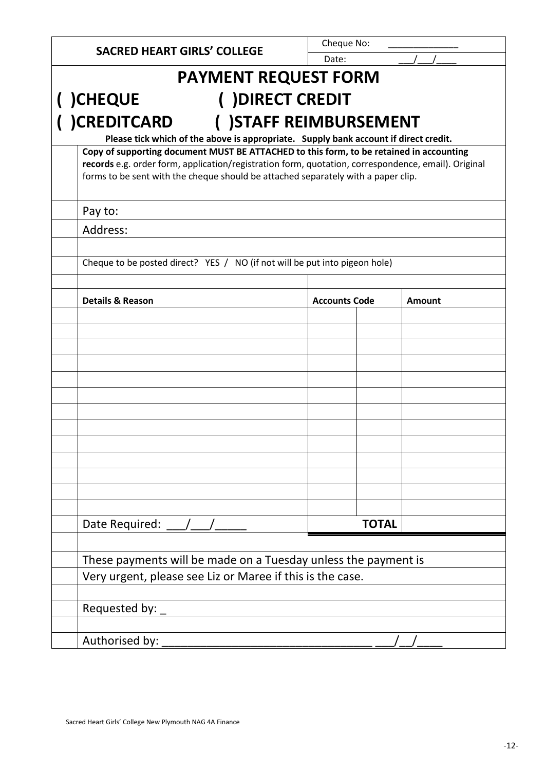| SACRED HEART GIRLS' COLLEGE | Cheque No: ______________ |
|---|---|
| | Date: ___/___/____ |

# PAYMENT REQUEST FORM

## ( )CHEQUE ( )DIRECT CREDIT

## ( )CREDITCARD ( )STAFF REIMBURSEMENT

**Please tick which of the above is appropriate. Supply bank account if direct credit.**

**Copy of supporting document MUST BE ATTACHED to this form, to be retained in accounting records** e.g. order form, application/registration form, quotation, correspondence, email). Original forms to be sent with the cheque should be attached separately with a paper clip.

Pay to:

Address:

Cheque to be posted direct? YES / NO (if not will be put into pigeon hole)

| Details & Reason | Accounts Code | | Amount |
|---|---|---|---|
| | | | |
| | | | |
| | | | |
| | | | |
| | | | |
| | | | |
| | | | |
| | | | |
| | | | |
| | | | |
| | | | |
| | | | |
| | | | |
| Date Required: ___/___/_____ | | **TOTAL** | |

These payments will be made on a Tuesday unless the payment is
Very urgent, please see Liz or Maree if this is the case.

Requested by: _

Authorised by: _________________________________ ___/__/____

Sacred Heart Girls' College New Plymouth NAG 4A Finance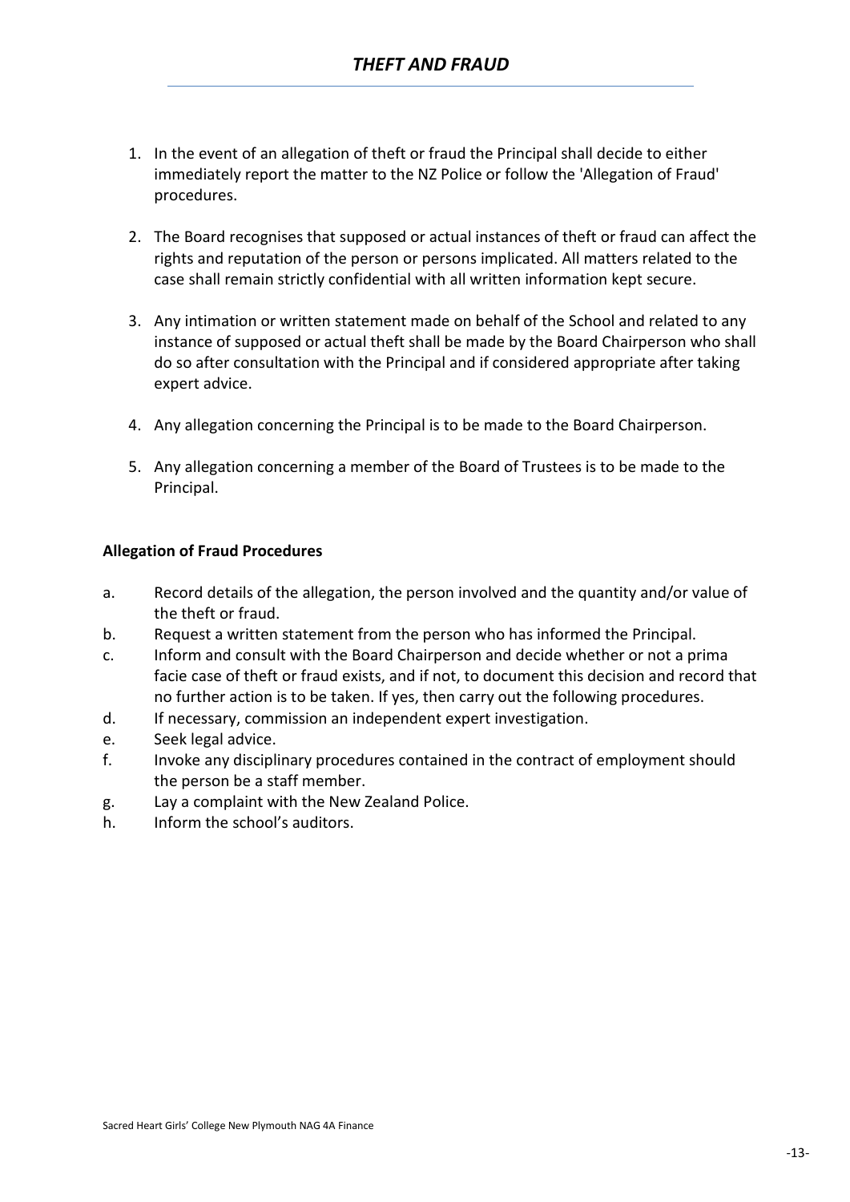# *THEFT AND FRAUD*

1. In the event of an allegation of theft or fraud the Principal shall decide to either immediately report the matter to the NZ Police or follow the 'Allegation of Fraud' procedures.

2. The Board recognises that supposed or actual instances of theft or fraud can affect the rights and reputation of the person or persons implicated. All matters related to the case shall remain strictly confidential with all written information kept secure.

3. Any intimation or written statement made on behalf of the School and related to any instance of supposed or actual theft shall be made by the Board Chairperson who shall do so after consultation with the Principal and if considered appropriate after taking expert advice.

4. Any allegation concerning the Principal is to be made to the Board Chairperson.

5. Any allegation concerning a member of the Board of Trustees is to be made to the Principal.

**Allegation of Fraud Procedures**

a. Record details of the allegation, the person involved and the quantity and/or value of the theft or fraud.
b. Request a written statement from the person who has informed the Principal.
c. Inform and consult with the Board Chairperson and decide whether or not a prima facie case of theft or fraud exists, and if not, to document this decision and record that no further action is to be taken. If yes, then carry out the following procedures.
d. If necessary, commission an independent expert investigation.
e. Seek legal advice.
f. Invoke any disciplinary procedures contained in the contract of employment should the person be a staff member.
g. Lay a complaint with the New Zealand Police.
h. Inform the school's auditors.